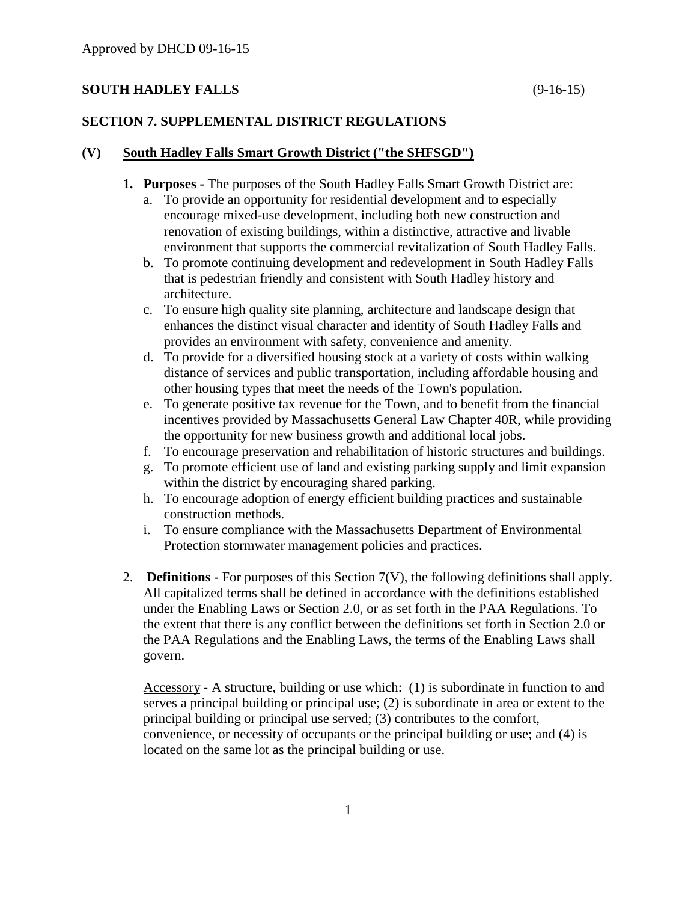Approved by DHCD 09-16-15

**SOUTH HADLEY FALLS** (9-16-15)

## SECTION 7. SUPPLEMENTAL DISTRICT REGULATIONS

### (V) South Hadley Falls Smart Growth District ("the SHFSGD")

1. **Purposes -** The purposes of the South Hadley Falls Smart Growth District are:
   a. To provide an opportunity for residential development and to especially encourage mixed-use development, including both new construction and renovation of existing buildings, within a distinctive, attractive and livable environment that supports the commercial revitalization of South Hadley Falls.
   b. To promote continuing development and redevelopment in South Hadley Falls that is pedestrian friendly and consistent with South Hadley history and architecture.
   c. To ensure high quality site planning, architecture and landscape design that enhances the distinct visual character and identity of South Hadley Falls and provides an environment with safety, convenience and amenity.
   d. To provide for a diversified housing stock at a variety of costs within walking distance of services and public transportation, including affordable housing and other housing types that meet the needs of the Town's population.
   e. To generate positive tax revenue for the Town, and to benefit from the financial incentives provided by Massachusetts General Law Chapter 40R, while providing the opportunity for new business growth and additional local jobs.
   f. To encourage preservation and rehabilitation of historic structures and buildings.
   g. To promote efficient use of land and existing parking supply and limit expansion within the district by encouraging shared parking.
   h. To encourage adoption of energy efficient building practices and sustainable construction methods.
   i. To ensure compliance with the Massachusetts Department of Environmental Protection stormwater management policies and practices.

2. **Definitions -** For purposes of this Section 7(V), the following definitions shall apply. All capitalized terms shall be defined in accordance with the definitions established under the Enabling Laws or Section 2.0, or as set forth in the PAA Regulations. To the extent that there is any conflict between the definitions set forth in Section 2.0 or the PAA Regulations and the Enabling Laws, the terms of the Enabling Laws shall govern.

   Accessory - A structure, building or use which: (1) is subordinate in function to and serves a principal building or principal use; (2) is subordinate in area or extent to the principal building or principal use served; (3) contributes to the comfort, convenience, or necessity of occupants or the principal building or use; and (4) is located on the same lot as the principal building or use.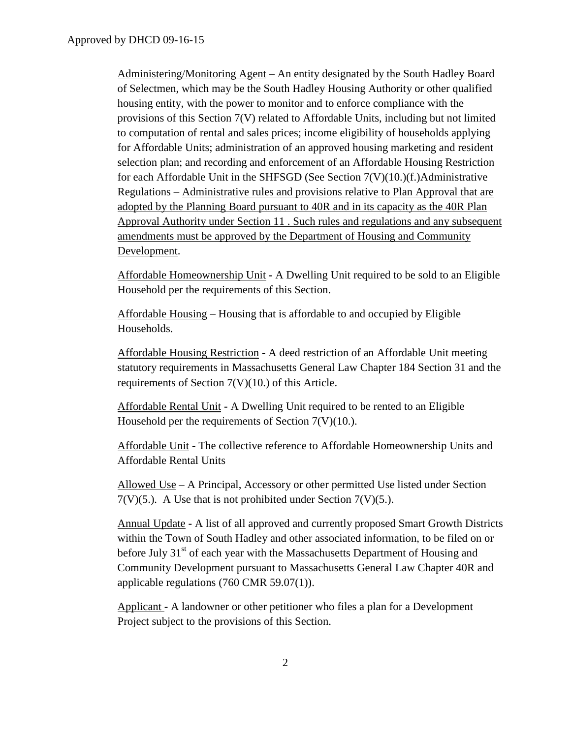Administering/Monitoring Agent – An entity designated by the South Hadley Board of Selectmen, which may be the South Hadley Housing Authority or other qualified housing entity, with the power to monitor and to enforce compliance with the provisions of this Section 7(V) related to Affordable Units, including but not limited to computation of rental and sales prices; income eligibility of households applying for Affordable Units; administration of an approved housing marketing and resident selection plan; and recording and enforcement of an Affordable Housing Restriction for each Affordable Unit in the SHFSGD (See Section 7(V)(10.)(f.)Administrative Regulations – Administrative rules and provisions relative to Plan Approval that are adopted by the Planning Board pursuant to 40R and in its capacity as the 40R Plan Approval Authority under Section 11 . Such rules and regulations and any subsequent amendments must be approved by the Department of Housing and Community Development.

Affordable Homeownership Unit - A Dwelling Unit required to be sold to an Eligible Household per the requirements of this Section.

Affordable Housing – Housing that is affordable to and occupied by Eligible Households.

Affordable Housing Restriction - A deed restriction of an Affordable Unit meeting statutory requirements in Massachusetts General Law Chapter 184 Section 31 and the requirements of Section 7(V)(10.) of this Article.

Affordable Rental Unit - A Dwelling Unit required to be rented to an Eligible Household per the requirements of Section 7(V)(10.).

Affordable Unit - The collective reference to Affordable Homeownership Units and Affordable Rental Units

Allowed Use – A Principal, Accessory or other permitted Use listed under Section 7(V)(5.). A Use that is not prohibited under Section 7(V)(5.).

Annual Update - A list of all approved and currently proposed Smart Growth Districts within the Town of South Hadley and other associated information, to be filed on or before July 31st of each year with the Massachusetts Department of Housing and Community Development pursuant to Massachusetts General Law Chapter 40R and applicable regulations (760 CMR 59.07(1)).

Applicant - A landowner or other petitioner who files a plan for a Development Project subject to the provisions of this Section.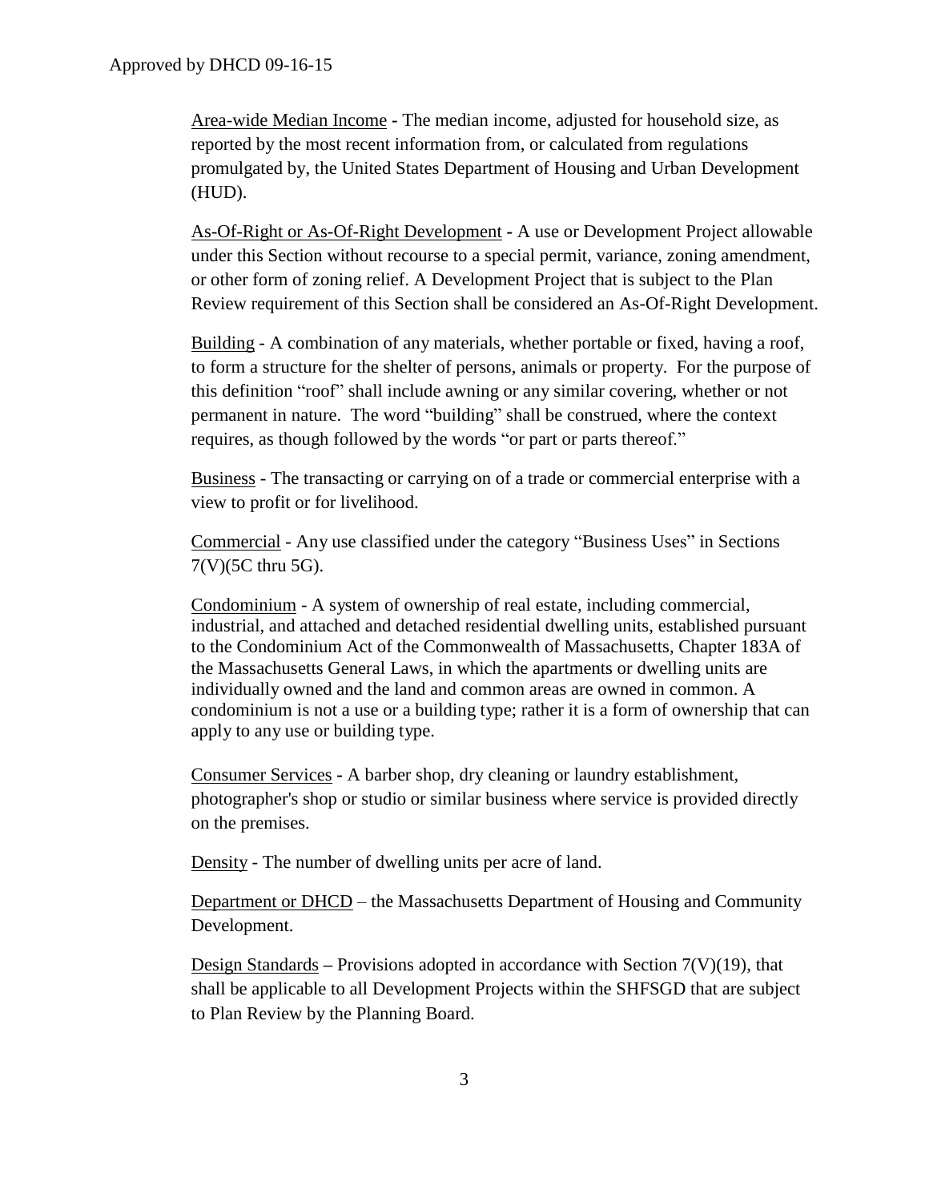Area-wide Median Income - The median income, adjusted for household size, as reported by the most recent information from, or calculated from regulations promulgated by, the United States Department of Housing and Urban Development (HUD).

As-Of-Right or As-Of-Right Development - A use or Development Project allowable under this Section without recourse to a special permit, variance, zoning amendment, or other form of zoning relief. A Development Project that is subject to the Plan Review requirement of this Section shall be considered an As-Of-Right Development.

Building - A combination of any materials, whether portable or fixed, having a roof, to form a structure for the shelter of persons, animals or property. For the purpose of this definition "roof" shall include awning or any similar covering, whether or not permanent in nature. The word "building" shall be construed, where the context requires, as though followed by the words "or part or parts thereof."

Business - The transacting or carrying on of a trade or commercial enterprise with a view to profit or for livelihood.

Commercial - Any use classified under the category "Business Uses" in Sections 7(V)(5C thru 5G).

Condominium - A system of ownership of real estate, including commercial, industrial, and attached and detached residential dwelling units, established pursuant to the Condominium Act of the Commonwealth of Massachusetts, Chapter 183A of the Massachusetts General Laws, in which the apartments or dwelling units are individually owned and the land and common areas are owned in common. A condominium is not a use or a building type; rather it is a form of ownership that can apply to any use or building type.

Consumer Services - A barber shop, dry cleaning or laundry establishment, photographer's shop or studio or similar business where service is provided directly on the premises.

Density - The number of dwelling units per acre of land.

Department or DHCD – the Massachusetts Department of Housing and Community Development.

Design Standards – Provisions adopted in accordance with Section 7(V)(19), that shall be applicable to all Development Projects within the SHFSGD that are subject to Plan Review by the Planning Board.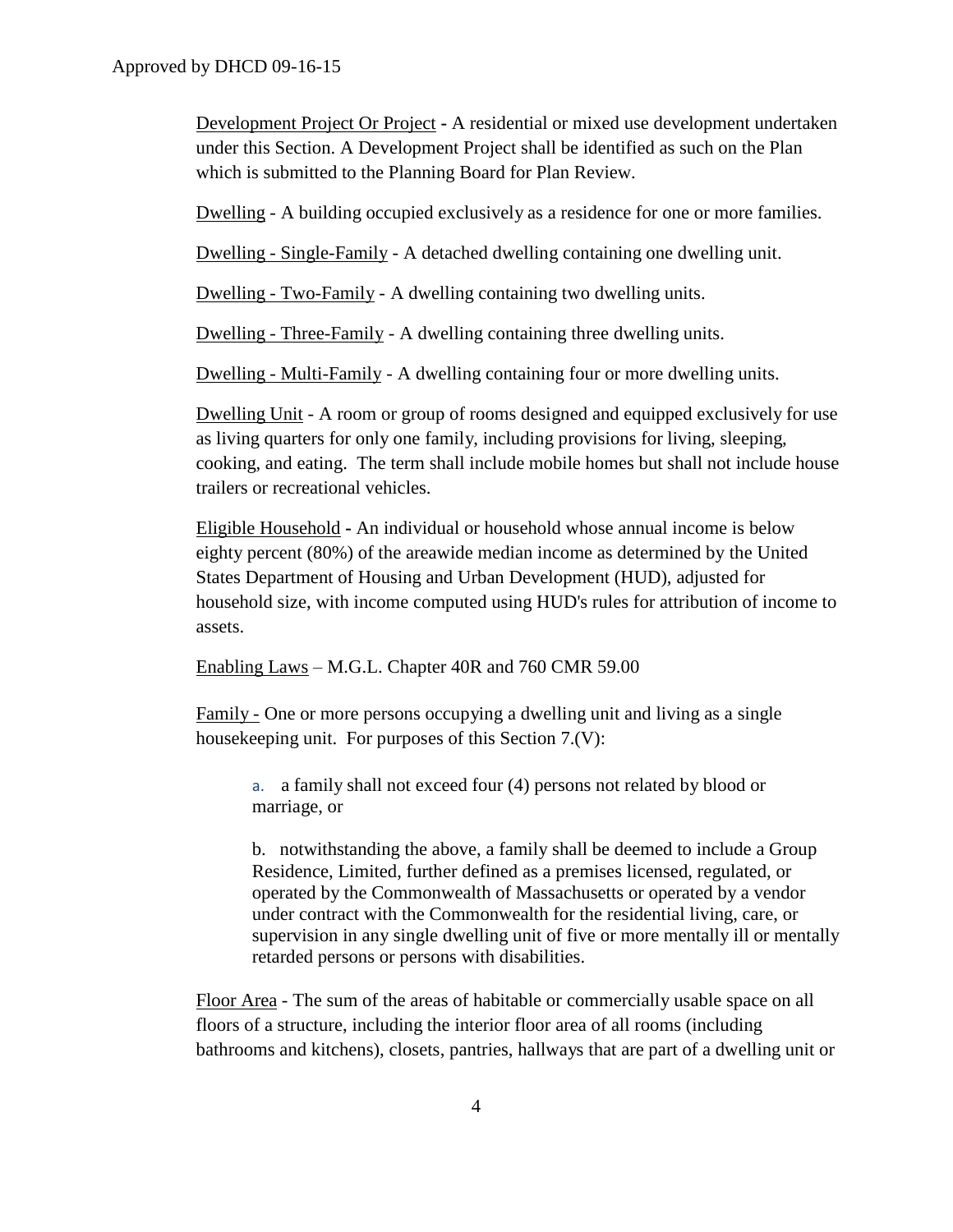Development Project Or Project - A residential or mixed use development undertaken under this Section. A Development Project shall be identified as such on the Plan which is submitted to the Planning Board for Plan Review.

Dwelling - A building occupied exclusively as a residence for one or more families.

Dwelling - Single-Family - A detached dwelling containing one dwelling unit.

Dwelling - Two-Family - A dwelling containing two dwelling units.

Dwelling - Three-Family - A dwelling containing three dwelling units.

Dwelling - Multi-Family - A dwelling containing four or more dwelling units.

Dwelling Unit - A room or group of rooms designed and equipped exclusively for use as living quarters for only one family, including provisions for living, sleeping, cooking, and eating. The term shall include mobile homes but shall not include house trailers or recreational vehicles.

Eligible Household - An individual or household whose annual income is below eighty percent (80%) of the areawide median income as determined by the United States Department of Housing and Urban Development (HUD), adjusted for household size, with income computed using HUD's rules for attribution of income to assets.

Enabling Laws – M.G.L. Chapter 40R and 760 CMR 59.00

Family - One or more persons occupying a dwelling unit and living as a single housekeeping unit. For purposes of this Section 7.(V):

a. a family shall not exceed four (4) persons not related by blood or marriage, or

b. notwithstanding the above, a family shall be deemed to include a Group Residence, Limited, further defined as a premises licensed, regulated, or operated by the Commonwealth of Massachusetts or operated by a vendor under contract with the Commonwealth for the residential living, care, or supervision in any single dwelling unit of five or more mentally ill or mentally retarded persons or persons with disabilities.

Floor Area - The sum of the areas of habitable or commercially usable space on all floors of a structure, including the interior floor area of all rooms (including bathrooms and kitchens), closets, pantries, hallways that are part of a dwelling unit or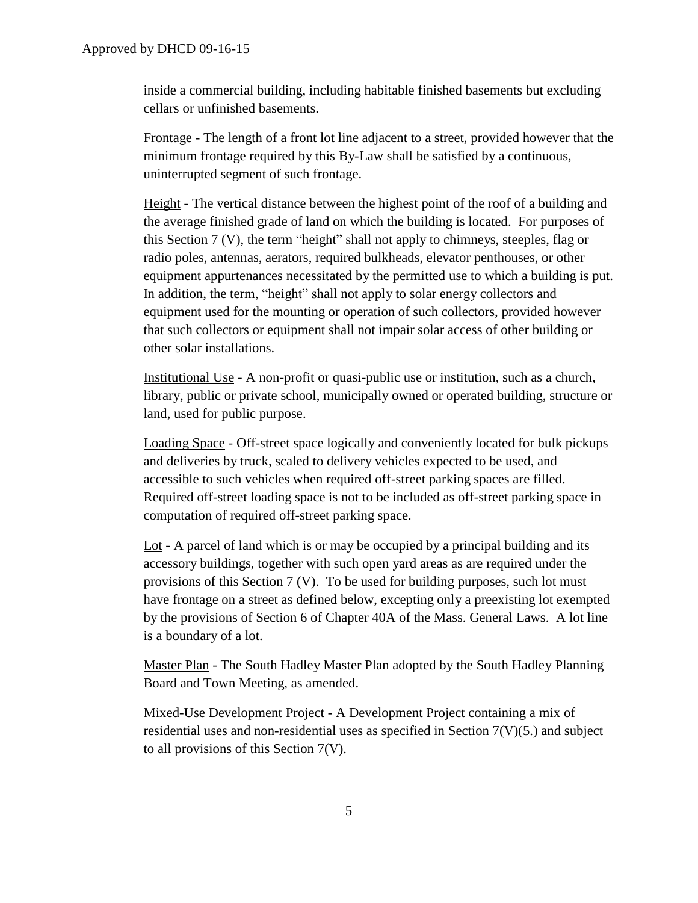inside a commercial building, including habitable finished basements but excluding cellars or unfinished basements.

Frontage - The length of a front lot line adjacent to a street, provided however that the minimum frontage required by this By-Law shall be satisfied by a continuous, uninterrupted segment of such frontage.

Height - The vertical distance between the highest point of the roof of a building and the average finished grade of land on which the building is located. For purposes of this Section 7 (V), the term "height" shall not apply to chimneys, steeples, flag or radio poles, antennas, aerators, required bulkheads, elevator penthouses, or other equipment appurtenances necessitated by the permitted use to which a building is put. In addition, the term, "height" shall not apply to solar energy collectors and equipment used for the mounting or operation of such collectors, provided however that such collectors or equipment shall not impair solar access of other building or other solar installations.

Institutional Use - A non-profit or quasi-public use or institution, such as a church, library, public or private school, municipally owned or operated building, structure or land, used for public purpose.

Loading Space - Off-street space logically and conveniently located for bulk pickups and deliveries by truck, scaled to delivery vehicles expected to be used, and accessible to such vehicles when required off-street parking spaces are filled. Required off-street loading space is not to be included as off-street parking space in computation of required off-street parking space.

Lot - A parcel of land which is or may be occupied by a principal building and its accessory buildings, together with such open yard areas as are required under the provisions of this Section 7 (V). To be used for building purposes, such lot must have frontage on a street as defined below, excepting only a preexisting lot exempted by the provisions of Section 6 of Chapter 40A of the Mass. General Laws. A lot line is a boundary of a lot.

Master Plan - The South Hadley Master Plan adopted by the South Hadley Planning Board and Town Meeting, as amended.

Mixed-Use Development Project - A Development Project containing a mix of residential uses and non-residential uses as specified in Section 7(V)(5.) and subject to all provisions of this Section 7(V).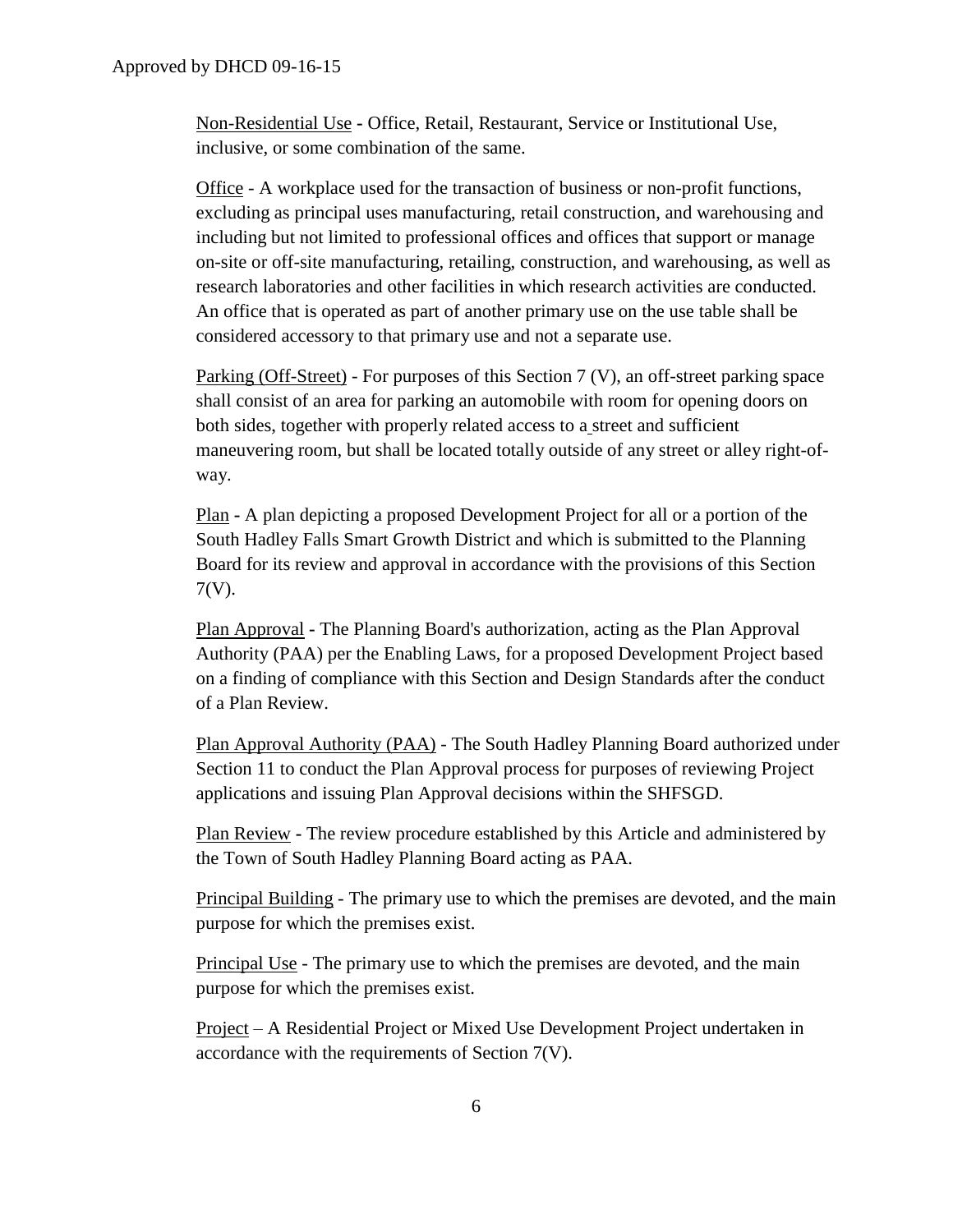Non-Residential Use - Office, Retail, Restaurant, Service or Institutional Use, inclusive, or some combination of the same.

Office - A workplace used for the transaction of business or non-profit functions, excluding as principal uses manufacturing, retail construction, and warehousing and including but not limited to professional offices and offices that support or manage on-site or off-site manufacturing, retailing, construction, and warehousing, as well as research laboratories and other facilities in which research activities are conducted. An office that is operated as part of another primary use on the use table shall be considered accessory to that primary use and not a separate use.

Parking (Off-Street) - For purposes of this Section 7 (V), an off-street parking space shall consist of an area for parking an automobile with room for opening doors on both sides, together with properly related access to a street and sufficient maneuvering room, but shall be located totally outside of any street or alley right-of-way.

Plan - A plan depicting a proposed Development Project for all or a portion of the South Hadley Falls Smart Growth District and which is submitted to the Planning Board for its review and approval in accordance with the provisions of this Section 7(V).

Plan Approval - The Planning Board's authorization, acting as the Plan Approval Authority (PAA) per the Enabling Laws, for a proposed Development Project based on a finding of compliance with this Section and Design Standards after the conduct of a Plan Review.

Plan Approval Authority (PAA) - The South Hadley Planning Board authorized under Section 11 to conduct the Plan Approval process for purposes of reviewing Project applications and issuing Plan Approval decisions within the SHFSGD.

Plan Review - The review procedure established by this Article and administered by the Town of South Hadley Planning Board acting as PAA.

Principal Building - The primary use to which the premises are devoted, and the main purpose for which the premises exist.

Principal Use - The primary use to which the premises are devoted, and the main purpose for which the premises exist.

Project – A Residential Project or Mixed Use Development Project undertaken in accordance with the requirements of Section 7(V).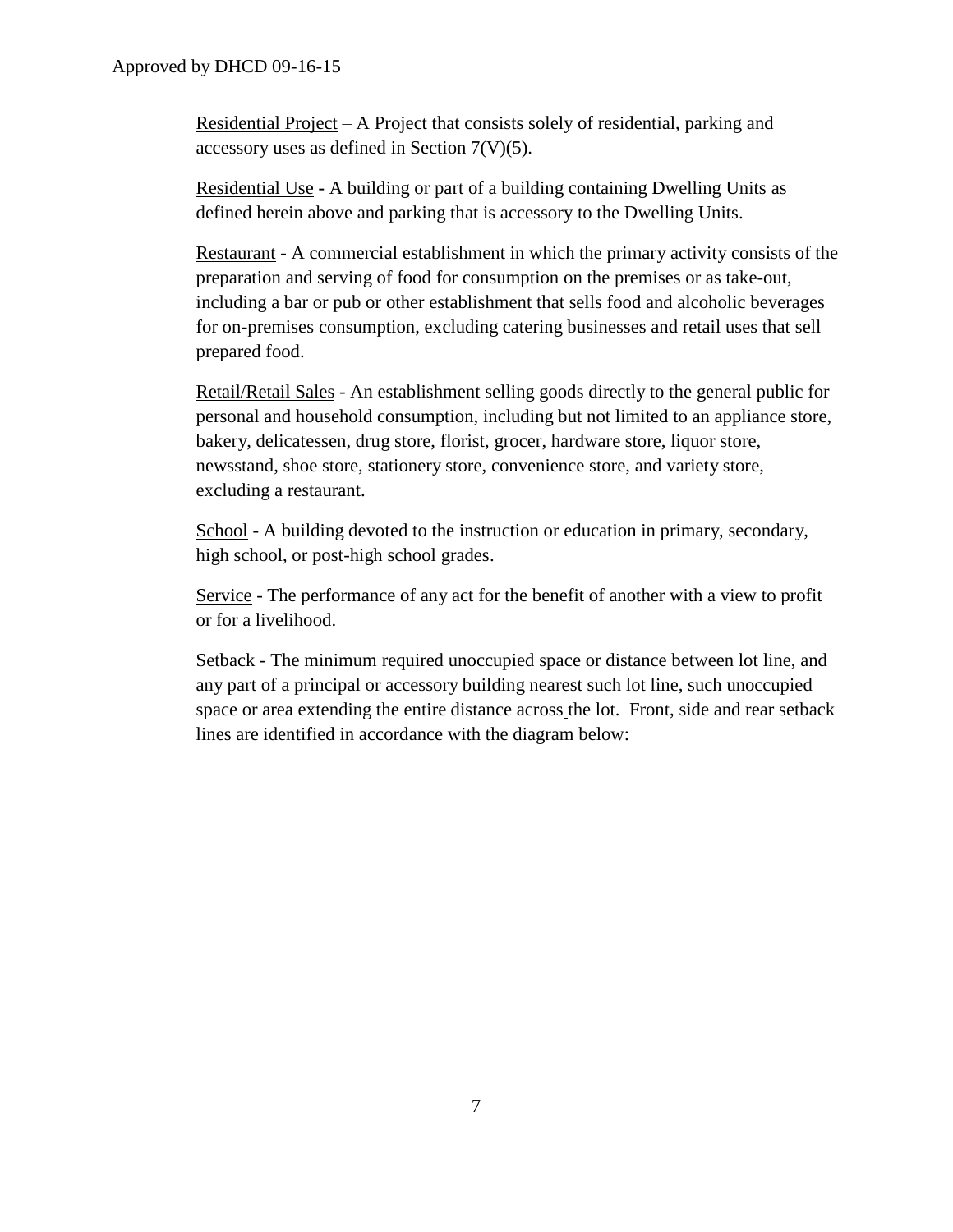<u>Residential Project</u> – A Project that consists solely of residential, parking and accessory uses as defined in Section 7(V)(5).

<u>Residential Use</u> - A building or part of a building containing Dwelling Units as defined herein above and parking that is accessory to the Dwelling Units.

<u>Restaurant</u> - A commercial establishment in which the primary activity consists of the preparation and serving of food for consumption on the premises or as take-out, including a bar or pub or other establishment that sells food and alcoholic beverages for on-premises consumption, excluding catering businesses and retail uses that sell prepared food.

<u>Retail/Retail Sales</u> - An establishment selling goods directly to the general public for personal and household consumption, including but not limited to an appliance store, bakery, delicatessen, drug store, florist, grocer, hardware store, liquor store, newsstand, shoe store, stationery store, convenience store, and variety store, excluding a restaurant.

<u>School</u> - A building devoted to the instruction or education in primary, secondary, high school, or post-high school grades.

<u>Service</u> - The performance of any act for the benefit of another with a view to profit or for a livelihood.

<u>Setback</u> - The minimum required unoccupied space or distance between lot line, and any part of a principal or accessory building nearest such lot line, such unoccupied space or area extending the entire distance across the lot. Front, side and rear setback lines are identified in accordance with the diagram below: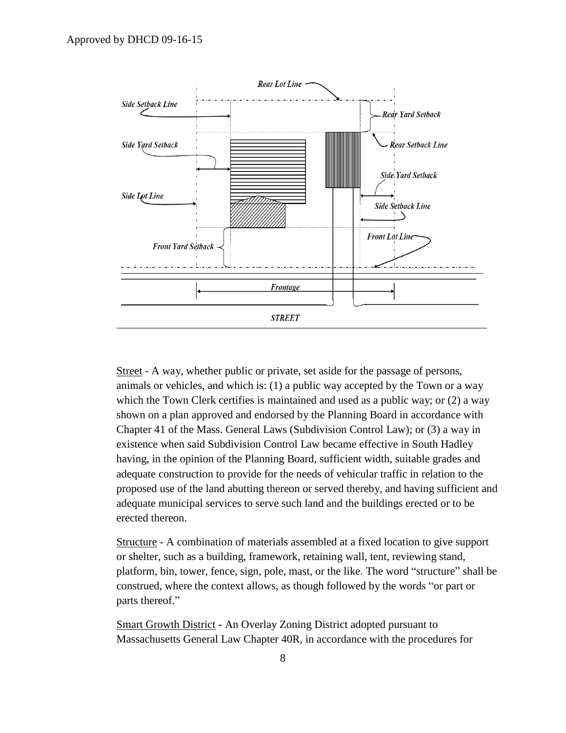Rear Lot Line

Side Setback Line

Rear Yard Setback

Rear Setback Line

Side Yard Setback

Side Yard Setback

Side Lot Line

Side Setback Line

Front Lot Line

Front Yard Setback

Frontage

STREET

Street - A way, whether public or private, set aside for the passage of persons, animals or vehicles, and which is: (1) a public way accepted by the Town or a way which the Town Clerk certifies is maintained and used as a public way; or (2) a way shown on a plan approved and endorsed by the Planning Board in accordance with Chapter 41 of the Mass. General Laws (Subdivision Control Law); or (3) a way in existence when said Subdivision Control Law became effective in South Hadley having, in the opinion of the Planning Board, sufficient width, suitable grades and adequate construction to provide for the needs of vehicular traffic in relation to the proposed use of the land abutting thereon or served thereby, and having sufficient and adequate municipal services to serve such land and the buildings erected or to be erected thereon.

Structure - A combination of materials assembled at a fixed location to give support or shelter, such as a building, framework, retaining wall, tent, reviewing stand, platform, bin, tower, fence, sign, pole, mast, or the like. The word "structure" shall be construed, where the context allows, as though followed by the words "or part or parts thereof."

Smart Growth District - An Overlay Zoning District adopted pursuant to Massachusetts General Law Chapter 40R, in accordance with the procedures for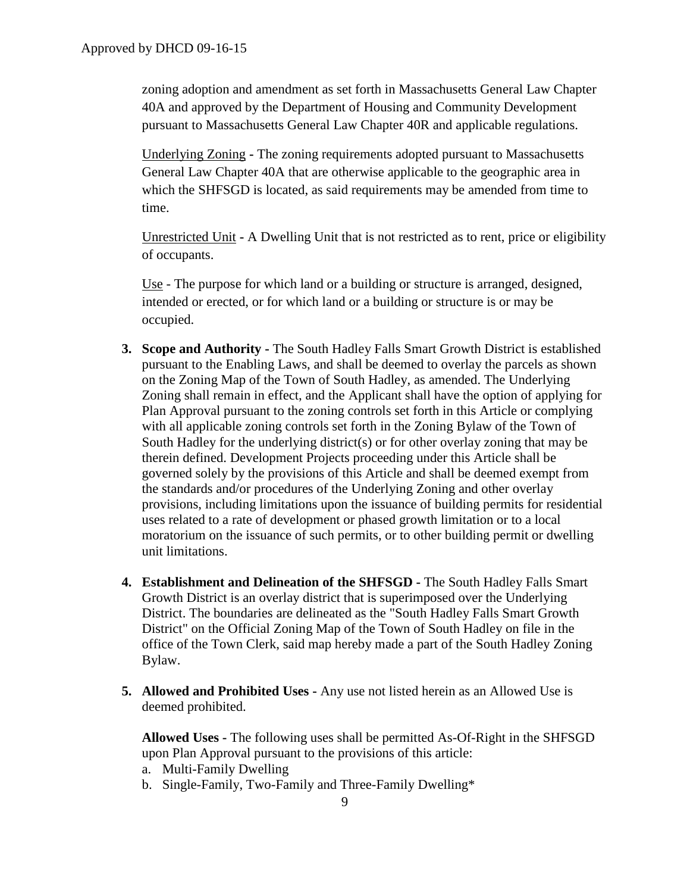zoning adoption and amendment as set forth in Massachusetts General Law Chapter 40A and approved by the Department of Housing and Community Development pursuant to Massachusetts General Law Chapter 40R and applicable regulations.

Underlying Zoning - The zoning requirements adopted pursuant to Massachusetts General Law Chapter 40A that are otherwise applicable to the geographic area in which the SHFSGD is located, as said requirements may be amended from time to time.

Unrestricted Unit - A Dwelling Unit that is not restricted as to rent, price or eligibility of occupants.

Use - The purpose for which land or a building or structure is arranged, designed, intended or erected, or for which land or a building or structure is or may be occupied.

3. **Scope and Authority -** The South Hadley Falls Smart Growth District is established pursuant to the Enabling Laws, and shall be deemed to overlay the parcels as shown on the Zoning Map of the Town of South Hadley, as amended. The Underlying Zoning shall remain in effect, and the Applicant shall have the option of applying for Plan Approval pursuant to the zoning controls set forth in this Article or complying with all applicable zoning controls set forth in the Zoning Bylaw of the Town of South Hadley for the underlying district(s) or for other overlay zoning that may be therein defined. Development Projects proceeding under this Article shall be governed solely by the provisions of this Article and shall be deemed exempt from the standards and/or procedures of the Underlying Zoning and other overlay provisions, including limitations upon the issuance of building permits for residential uses related to a rate of development or phased growth limitation or to a local moratorium on the issuance of such permits, or to other building permit or dwelling unit limitations.

4. **Establishment and Delineation of the SHFSGD -** The South Hadley Falls Smart Growth District is an overlay district that is superimposed over the Underlying District. The boundaries are delineated as the "South Hadley Falls Smart Growth District" on the Official Zoning Map of the Town of South Hadley on file in the office of the Town Clerk, said map hereby made a part of the South Hadley Zoning Bylaw.

5. **Allowed and Prohibited Uses -** Any use not listed herein as an Allowed Use is deemed prohibited.

   **Allowed Uses -** The following uses shall be permitted As-Of-Right in the SHFSGD upon Plan Approval pursuant to the provisions of this article:

   a. Multi-Family Dwelling
   b. Single-Family, Two-Family and Three-Family Dwelling*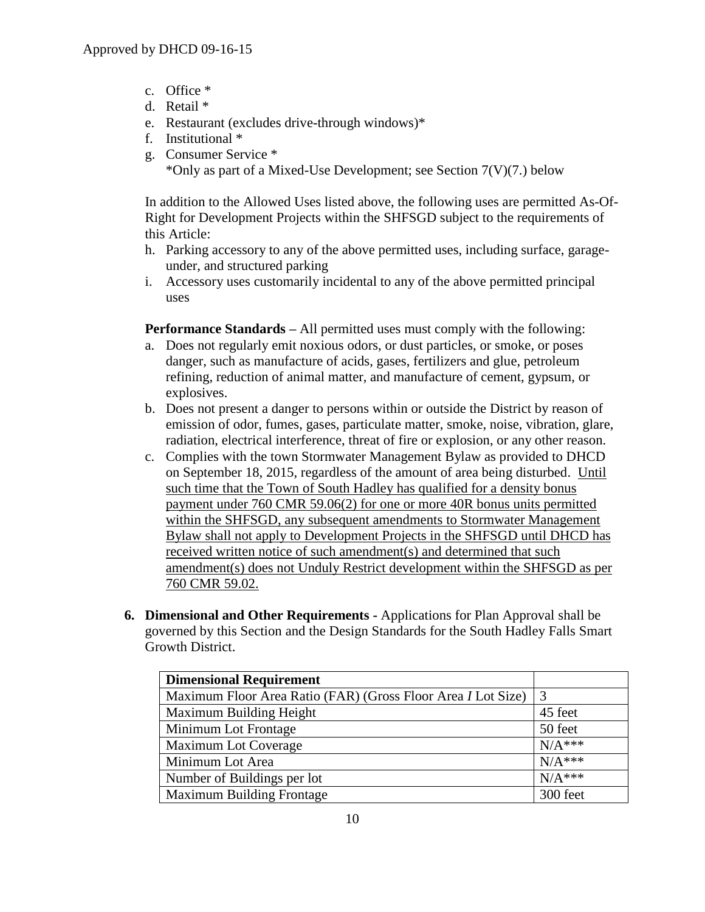c. Office *
d. Retail *
e. Restaurant (excludes drive-through windows)*
f. Institutional *
g. Consumer Service *
*Only as part of a Mixed-Use Development; see Section 7(V)(7.) below

In addition to the Allowed Uses listed above, the following uses are permitted As-Of-Right for Development Projects within the SHFSGD subject to the requirements of this Article:

h. Parking accessory to any of the above permitted uses, including surface, garage-under, and structured parking
i. Accessory uses customarily incidental to any of the above permitted principal uses

**Performance Standards –** All permitted uses must comply with the following:

a. Does not regularly emit noxious odors, or dust particles, or smoke, or poses danger, such as manufacture of acids, gases, fertilizers and glue, petroleum refining, reduction of animal matter, and manufacture of cement, gypsum, or explosives.
b. Does not present a danger to persons within or outside the District by reason of emission of odor, fumes, gases, particulate matter, smoke, noise, vibration, glare, radiation, electrical interference, threat of fire or explosion, or any other reason.
c. Complies with the town Stormwater Management Bylaw as provided to DHCD on September 18, 2015, regardless of the amount of area being disturbed. <u>Until such time that the Town of South Hadley has qualified for a density bonus payment under 760 CMR 59.06(2) for one or more 40R bonus units permitted within the SHFSGD, any subsequent amendments to Stormwater Management Bylaw shall not apply to Development Projects in the SHFSGD until DHCD has received written notice of such amendment(s) and determined that such amendment(s) does not Unduly Restrict development within the SHFSGD as per 760 CMR 59.02.</u>

**6. Dimensional and Other Requirements -** Applications for Plan Approval shall be governed by this Section and the Design Standards for the South Hadley Falls Smart Growth District.

| **Dimensional Requirement** | |
|---|---|
| Maximum Floor Area Ratio (FAR) (Gross Floor Area *I* Lot Size) | 3 |
| Maximum Building Height | 45 feet |
| Minimum Lot Frontage | 50 feet |
| Maximum Lot Coverage | N/A*** |
| Minimum Lot Area | N/A*** |
| Number of Buildings per lot | N/A*** |
| Maximum Building Frontage | 300 feet |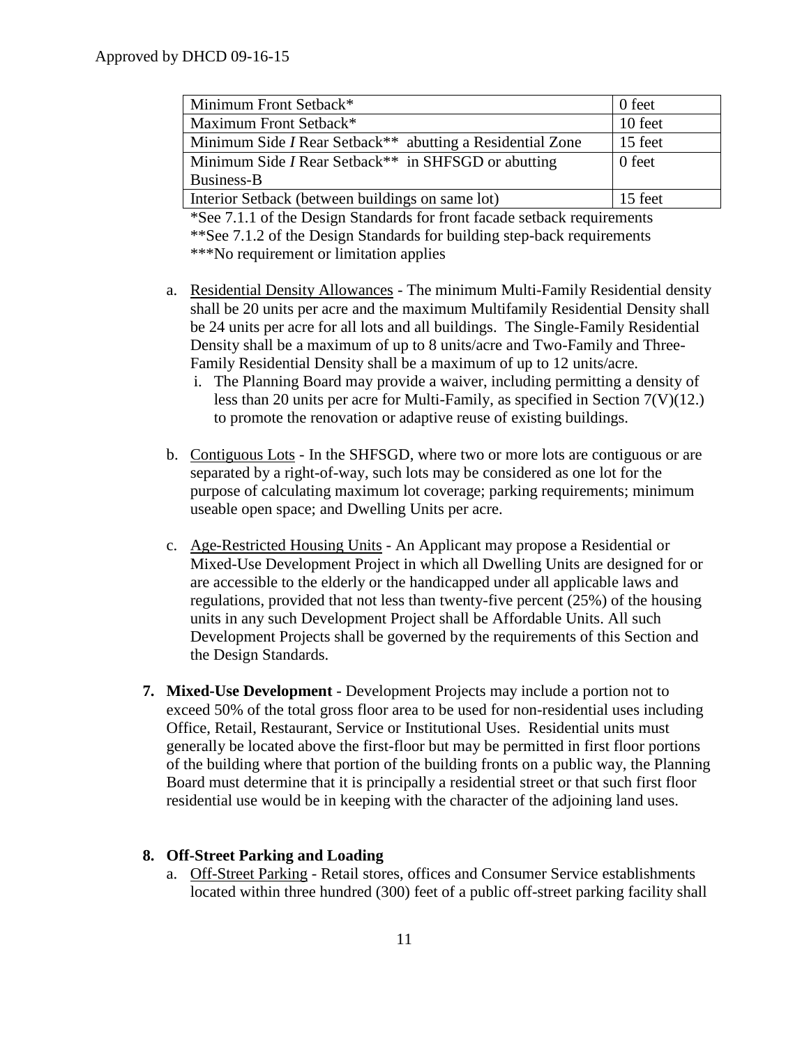| Minimum Front Setback* | 0 feet |
|---|---|
| Maximum Front Setback* | 10 feet |
| Minimum Side *I* Rear Setback** abutting a Residential Zone | 15 feet |
| Minimum Side *I* Rear Setback** in SHFSGD or abutting Business-B | 0 feet |
| Interior Setback (between buildings on same lot) | 15 feet |

*See 7.1.1 of the Design Standards for front facade setback requirements
**See 7.1.2 of the Design Standards for building step-back requirements
***No requirement or limitation applies

a. Residential Density Allowances - The minimum Multi-Family Residential density shall be 20 units per acre and the maximum Multifamily Residential Density shall be 24 units per acre for all lots and all buildings. The Single-Family Residential Density shall be a maximum of up to 8 units/acre and Two-Family and Three-Family Residential Density shall be a maximum of up to 12 units/acre.
   i. The Planning Board may provide a waiver, including permitting a density of less than 20 units per acre for Multi-Family, as specified in Section 7(V)(12.) to promote the renovation or adaptive reuse of existing buildings.

b. Contiguous Lots - In the SHFSGD, where two or more lots are contiguous or are separated by a right-of-way, such lots may be considered as one lot for the purpose of calculating maximum lot coverage; parking requirements; minimum useable open space; and Dwelling Units per acre.

c. Age-Restricted Housing Units - An Applicant may propose a Residential or Mixed-Use Development Project in which all Dwelling Units are designed for or are accessible to the elderly or the handicapped under all applicable laws and regulations, provided that not less than twenty-five percent (25%) of the housing units in any such Development Project shall be Affordable Units. All such Development Projects shall be governed by the requirements of this Section and the Design Standards.

**7. Mixed-Use Development** - Development Projects may include a portion not to exceed 50% of the total gross floor area to be used for non-residential uses including Office, Retail, Restaurant, Service or Institutional Uses. Residential units must generally be located above the first-floor but may be permitted in first floor portions of the building where that portion of the building fronts on a public way, the Planning Board must determine that it is principally a residential street or that such first floor residential use would be in keeping with the character of the adjoining land uses.

**8. Off-Street Parking and Loading**

a. Off-Street Parking - Retail stores, offices and Consumer Service establishments located within three hundred (300) feet of a public off-street parking facility shall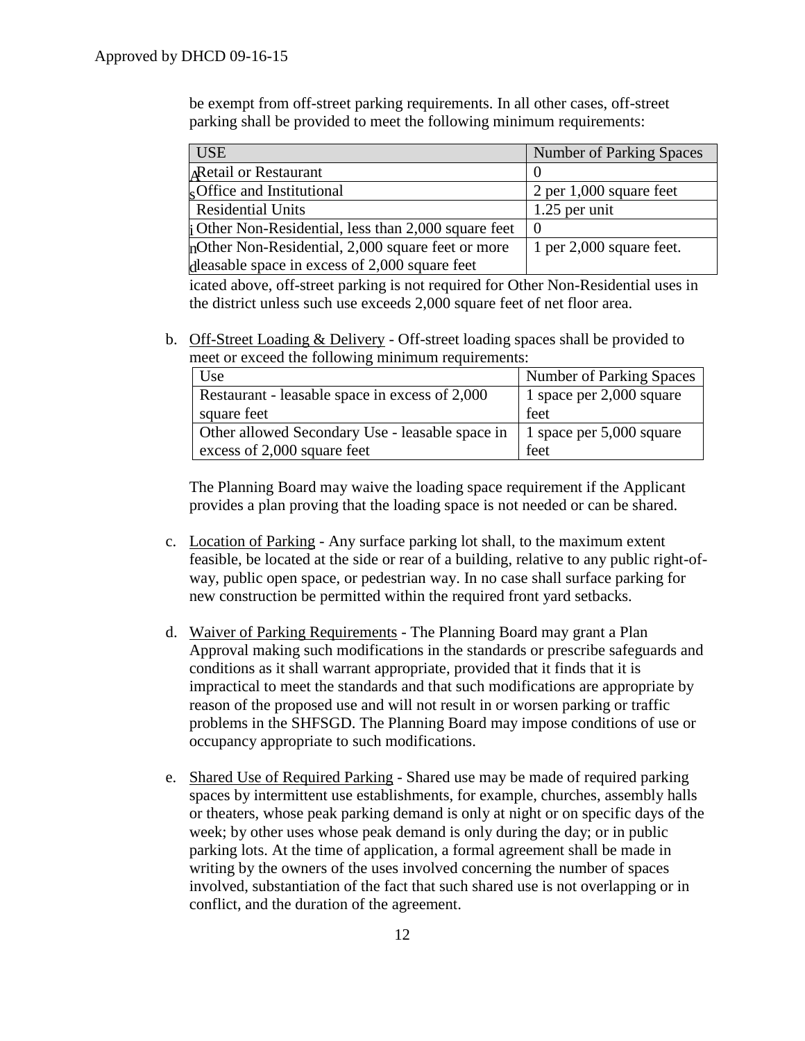be exempt from off-street parking requirements. In all other cases, off-street parking shall be provided to meet the following minimum requirements:

| USE | Number of Parking Spaces |
| --- | --- |
| Retail or Restaurant | 0 |
| Office and Institutional | 2 per 1,000 square feet |
| Residential Units | 1.25 per unit |
| Other Non-Residential, less than 2,000 square feet | 0 |
| Other Non-Residential, 2,000 square feet or more leasable space in excess of 2,000 square feet | 1 per 2,000 square feet. |

As indicated above, off-street parking is not required for Other Non-Residential uses in the district unless such use exceeds 2,000 square feet of net floor area.

b. Off-Street Loading & Delivery - Off-street loading spaces shall be provided to meet or exceed the following minimum requirements:

| Use | Number of Parking Spaces |
| --- | --- |
| Restaurant - leasable space in excess of 2,000 square feet | 1 space per 2,000 square feet |
| Other allowed Secondary Use - leasable space in excess of 2,000 square feet | 1 space per 5,000 square feet |

The Planning Board may waive the loading space requirement if the Applicant provides a plan proving that the loading space is not needed or can be shared.

c. Location of Parking - Any surface parking lot shall, to the maximum extent feasible, be located at the side or rear of a building, relative to any public right-of-way, public open space, or pedestrian way. In no case shall surface parking for new construction be permitted within the required front yard setbacks.

d. Waiver of Parking Requirements - The Planning Board may grant a Plan Approval making such modifications in the standards or prescribe safeguards and conditions as it shall warrant appropriate, provided that it finds that it is impractical to meet the standards and that such modifications are appropriate by reason of the proposed use and will not result in or worsen parking or traffic problems in the SHFSGD. The Planning Board may impose conditions of use or occupancy appropriate to such modifications.

e. Shared Use of Required Parking - Shared use may be made of required parking spaces by intermittent use establishments, for example, churches, assembly halls or theaters, whose peak parking demand is only at night or on specific days of the week; by other uses whose peak demand is only during the day; or in public parking lots. At the time of application, a formal agreement shall be made in writing by the owners of the uses involved concerning the number of spaces involved, substantiation of the fact that such shared use is not overlapping or in conflict, and the duration of the agreement.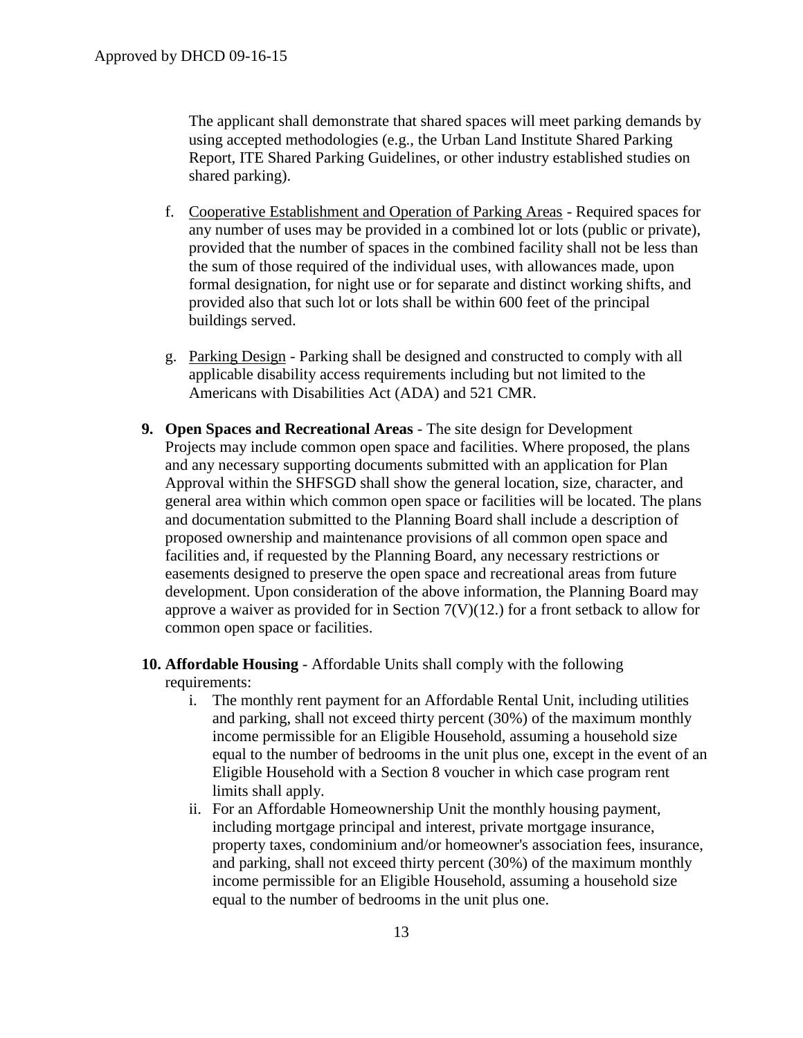The applicant shall demonstrate that shared spaces will meet parking demands by using accepted methodologies (e.g., the Urban Land Institute Shared Parking Report, ITE Shared Parking Guidelines, or other industry established studies on shared parking).

f. Cooperative Establishment and Operation of Parking Areas - Required spaces for any number of uses may be provided in a combined lot or lots (public or private), provided that the number of spaces in the combined facility shall not be less than the sum of those required of the individual uses, with allowances made, upon formal designation, for night use or for separate and distinct working shifts, and provided also that such lot or lots shall be within 600 feet of the principal buildings served.

g. Parking Design - Parking shall be designed and constructed to comply with all applicable disability access requirements including but not limited to the Americans with Disabilities Act (ADA) and 521 CMR.

**9. Open Spaces and Recreational Areas** - The site design for Development Projects may include common open space and facilities. Where proposed, the plans and any necessary supporting documents submitted with an application for Plan Approval within the SHFSGD shall show the general location, size, character, and general area within which common open space or facilities will be located. The plans and documentation submitted to the Planning Board shall include a description of proposed ownership and maintenance provisions of all common open space and facilities and, if requested by the Planning Board, any necessary restrictions or easements designed to preserve the open space and recreational areas from future development. Upon consideration of the above information, the Planning Board may approve a waiver as provided for in Section 7(V)(12.) for a front setback to allow for common open space or facilities.

**10. Affordable Housing** - Affordable Units shall comply with the following requirements:

i. The monthly rent payment for an Affordable Rental Unit, including utilities and parking, shall not exceed thirty percent (30%) of the maximum monthly income permissible for an Eligible Household, assuming a household size equal to the number of bedrooms in the unit plus one, except in the event of an Eligible Household with a Section 8 voucher in which case program rent limits shall apply.

ii. For an Affordable Homeownership Unit the monthly housing payment, including mortgage principal and interest, private mortgage insurance, property taxes, condominium and/or homeowner's association fees, insurance, and parking, shall not exceed thirty percent (30%) of the maximum monthly income permissible for an Eligible Household, assuming a household size equal to the number of bedrooms in the unit plus one.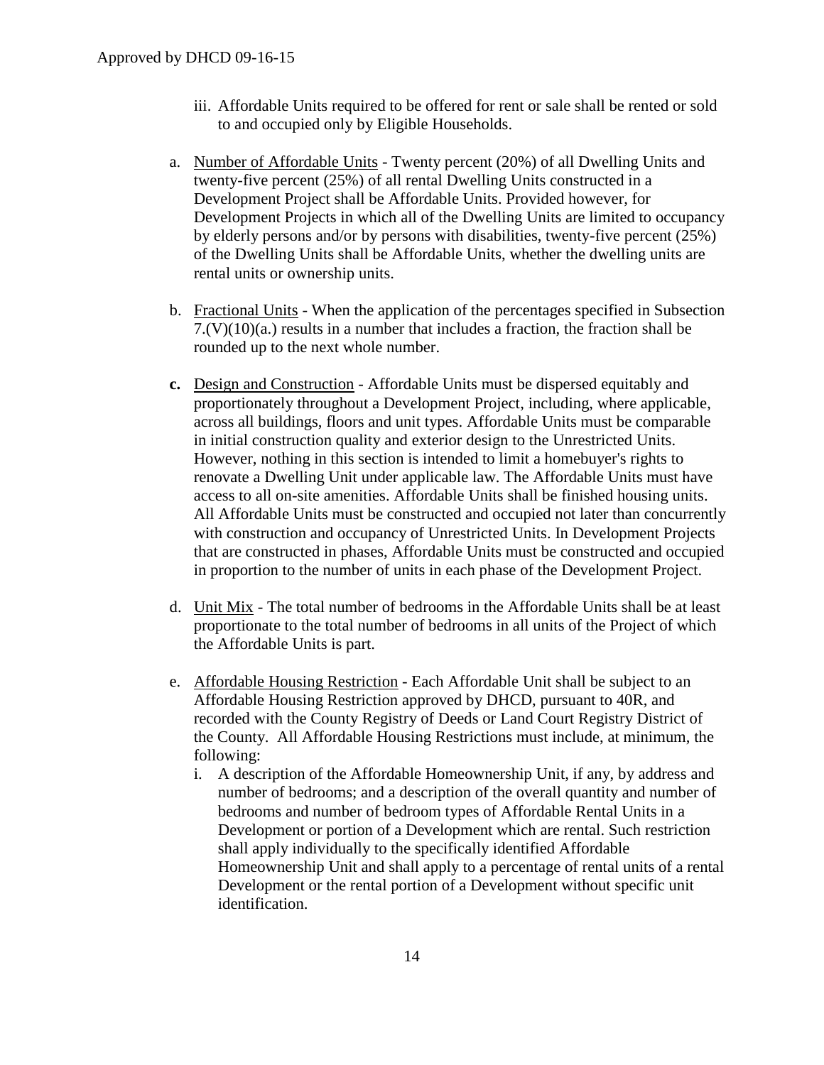iii. Affordable Units required to be offered for rent or sale shall be rented or sold to and occupied only by Eligible Households.

a. Number of Affordable Units - Twenty percent (20%) of all Dwelling Units and twenty-five percent (25%) of all rental Dwelling Units constructed in a Development Project shall be Affordable Units. Provided however, for Development Projects in which all of the Dwelling Units are limited to occupancy by elderly persons and/or by persons with disabilities, twenty-five percent (25%) of the Dwelling Units shall be Affordable Units, whether the dwelling units are rental units or ownership units.

b. Fractional Units - When the application of the percentages specified in Subsection 7.(V)(10)(a.) results in a number that includes a fraction, the fraction shall be rounded up to the next whole number.

**c.** Design and Construction - Affordable Units must be dispersed equitably and proportionately throughout a Development Project, including, where applicable, across all buildings, floors and unit types. Affordable Units must be comparable in initial construction quality and exterior design to the Unrestricted Units. However, nothing in this section is intended to limit a homebuyer's rights to renovate a Dwelling Unit under applicable law. The Affordable Units must have access to all on-site amenities. Affordable Units shall be finished housing units. All Affordable Units must be constructed and occupied not later than concurrently with construction and occupancy of Unrestricted Units. In Development Projects that are constructed in phases, Affordable Units must be constructed and occupied in proportion to the number of units in each phase of the Development Project.

d. Unit Mix - The total number of bedrooms in the Affordable Units shall be at least proportionate to the total number of bedrooms in all units of the Project of which the Affordable Units is part.

e. Affordable Housing Restriction - Each Affordable Unit shall be subject to an Affordable Housing Restriction approved by DHCD, pursuant to 40R, and recorded with the County Registry of Deeds or Land Court Registry District of the County. All Affordable Housing Restrictions must include, at minimum, the following:
   i. A description of the Affordable Homeownership Unit, if any, by address and number of bedrooms; and a description of the overall quantity and number of bedrooms and number of bedroom types of Affordable Rental Units in a Development or portion of a Development which are rental. Such restriction shall apply individually to the specifically identified Affordable Homeownership Unit and shall apply to a percentage of rental units of a rental Development or the rental portion of a Development without specific unit identification.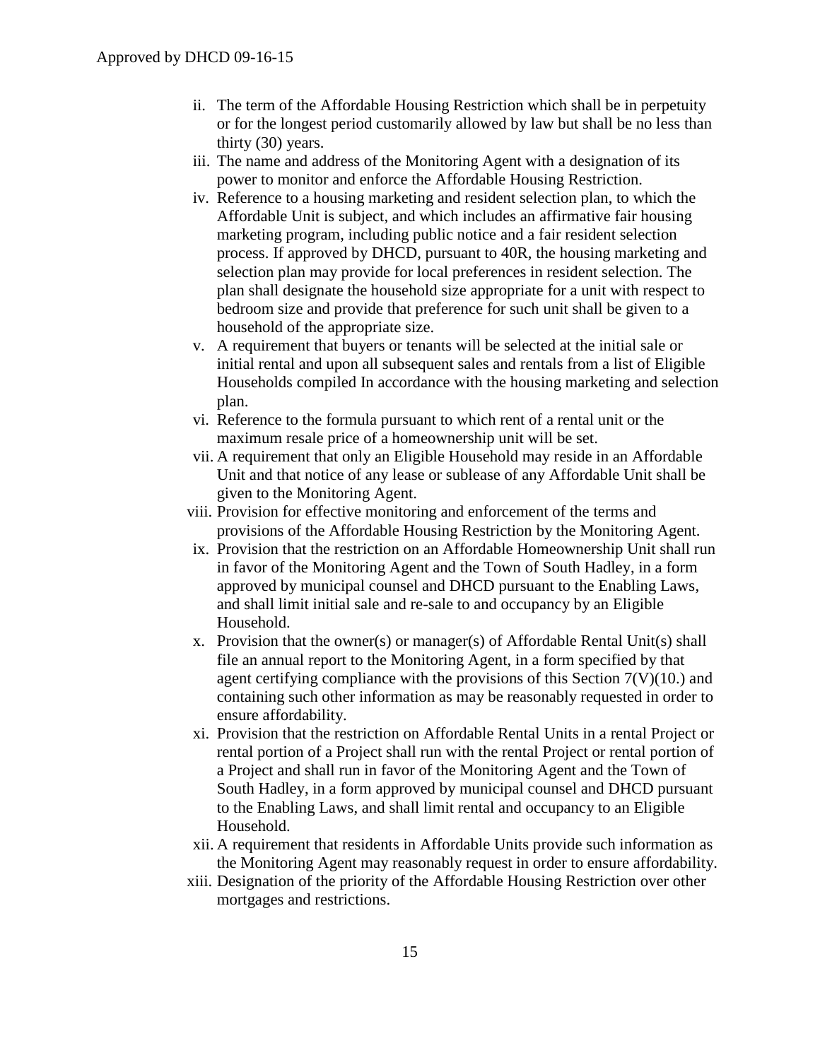ii. The term of the Affordable Housing Restriction which shall be in perpetuity or for the longest period customarily allowed by law but shall be no less than thirty (30) years.

iii. The name and address of the Monitoring Agent with a designation of its power to monitor and enforce the Affordable Housing Restriction.

iv. Reference to a housing marketing and resident selection plan, to which the Affordable Unit is subject, and which includes an affirmative fair housing marketing program, including public notice and a fair resident selection process. If approved by DHCD, pursuant to 40R, the housing marketing and selection plan may provide for local preferences in resident selection. The plan shall designate the household size appropriate for a unit with respect to bedroom size and provide that preference for such unit shall be given to a household of the appropriate size.

v. A requirement that buyers or tenants will be selected at the initial sale or initial rental and upon all subsequent sales and rentals from a list of Eligible Households compiled In accordance with the housing marketing and selection plan.

vi. Reference to the formula pursuant to which rent of a rental unit or the maximum resale price of a homeownership unit will be set.

vii. A requirement that only an Eligible Household may reside in an Affordable Unit and that notice of any lease or sublease of any Affordable Unit shall be given to the Monitoring Agent.

viii. Provision for effective monitoring and enforcement of the terms and provisions of the Affordable Housing Restriction by the Monitoring Agent.

ix. Provision that the restriction on an Affordable Homeownership Unit shall run in favor of the Monitoring Agent and the Town of South Hadley, in a form approved by municipal counsel and DHCD pursuant to the Enabling Laws, and shall limit initial sale and re-sale to and occupancy by an Eligible Household.

x. Provision that the owner(s) or manager(s) of Affordable Rental Unit(s) shall file an annual report to the Monitoring Agent, in a form specified by that agent certifying compliance with the provisions of this Section 7(V)(10.) and containing such other information as may be reasonably requested in order to ensure affordability.

xi. Provision that the restriction on Affordable Rental Units in a rental Project or rental portion of a Project shall run with the rental Project or rental portion of a Project and shall run in favor of the Monitoring Agent and the Town of South Hadley, in a form approved by municipal counsel and DHCD pursuant to the Enabling Laws, and shall limit rental and occupancy to an Eligible Household.

xii. A requirement that residents in Affordable Units provide such information as the Monitoring Agent may reasonably request in order to ensure affordability.

xiii. Designation of the priority of the Affordable Housing Restriction over other mortgages and restrictions.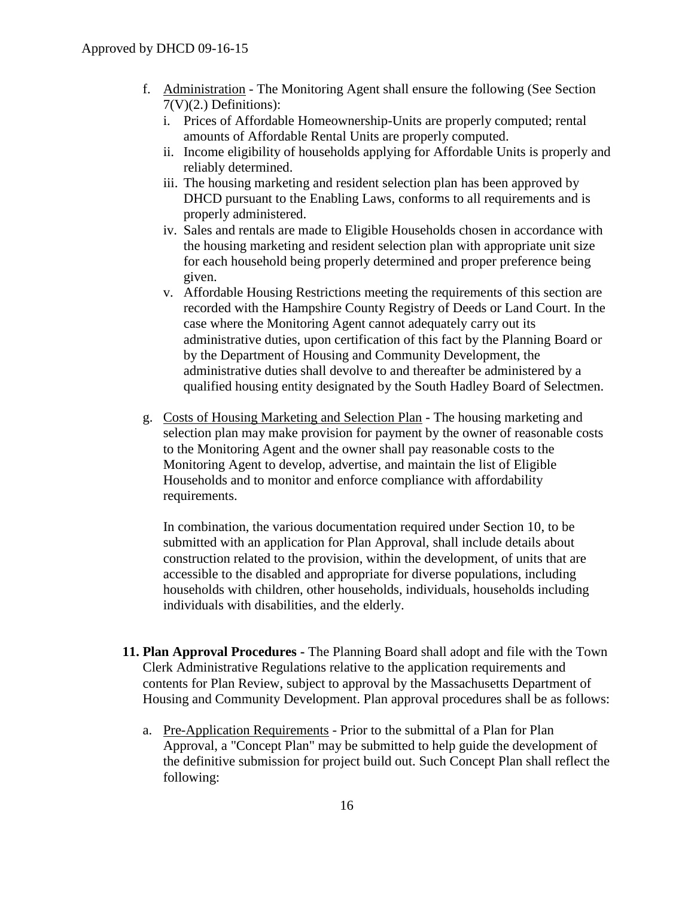f. Administration - The Monitoring Agent shall ensure the following (See Section 7(V)(2.) Definitions):
   i. Prices of Affordable Homeownership-Units are properly computed; rental amounts of Affordable Rental Units are properly computed.
   ii. Income eligibility of households applying for Affordable Units is properly and reliably determined.
   iii. The housing marketing and resident selection plan has been approved by DHCD pursuant to the Enabling Laws, conforms to all requirements and is properly administered.
   iv. Sales and rentals are made to Eligible Households chosen in accordance with the housing marketing and resident selection plan with appropriate unit size for each household being properly determined and proper preference being given.
   v. Affordable Housing Restrictions meeting the requirements of this section are recorded with the Hampshire County Registry of Deeds or Land Court. In the case where the Monitoring Agent cannot adequately carry out its administrative duties, upon certification of this fact by the Planning Board or by the Department of Housing and Community Development, the administrative duties shall devolve to and thereafter be administered by a qualified housing entity designated by the South Hadley Board of Selectmen.

g. Costs of Housing Marketing and Selection Plan - The housing marketing and selection plan may make provision for payment by the owner of reasonable costs to the Monitoring Agent and the owner shall pay reasonable costs to the Monitoring Agent to develop, advertise, and maintain the list of Eligible Households and to monitor and enforce compliance with affordability requirements.

   In combination, the various documentation required under Section 10, to be submitted with an application for Plan Approval, shall include details about construction related to the provision, within the development, of units that are accessible to the disabled and appropriate for diverse populations, including households with children, other households, individuals, households including individuals with disabilities, and the elderly.

**11. Plan Approval Procedures -** The Planning Board shall adopt and file with the Town Clerk Administrative Regulations relative to the application requirements and contents for Plan Review, subject to approval by the Massachusetts Department of Housing and Community Development. Plan approval procedures shall be as follows:

a. Pre-Application Requirements - Prior to the submittal of a Plan for Plan Approval, a "Concept Plan" may be submitted to help guide the development of the definitive submission for project build out. Such Concept Plan shall reflect the following: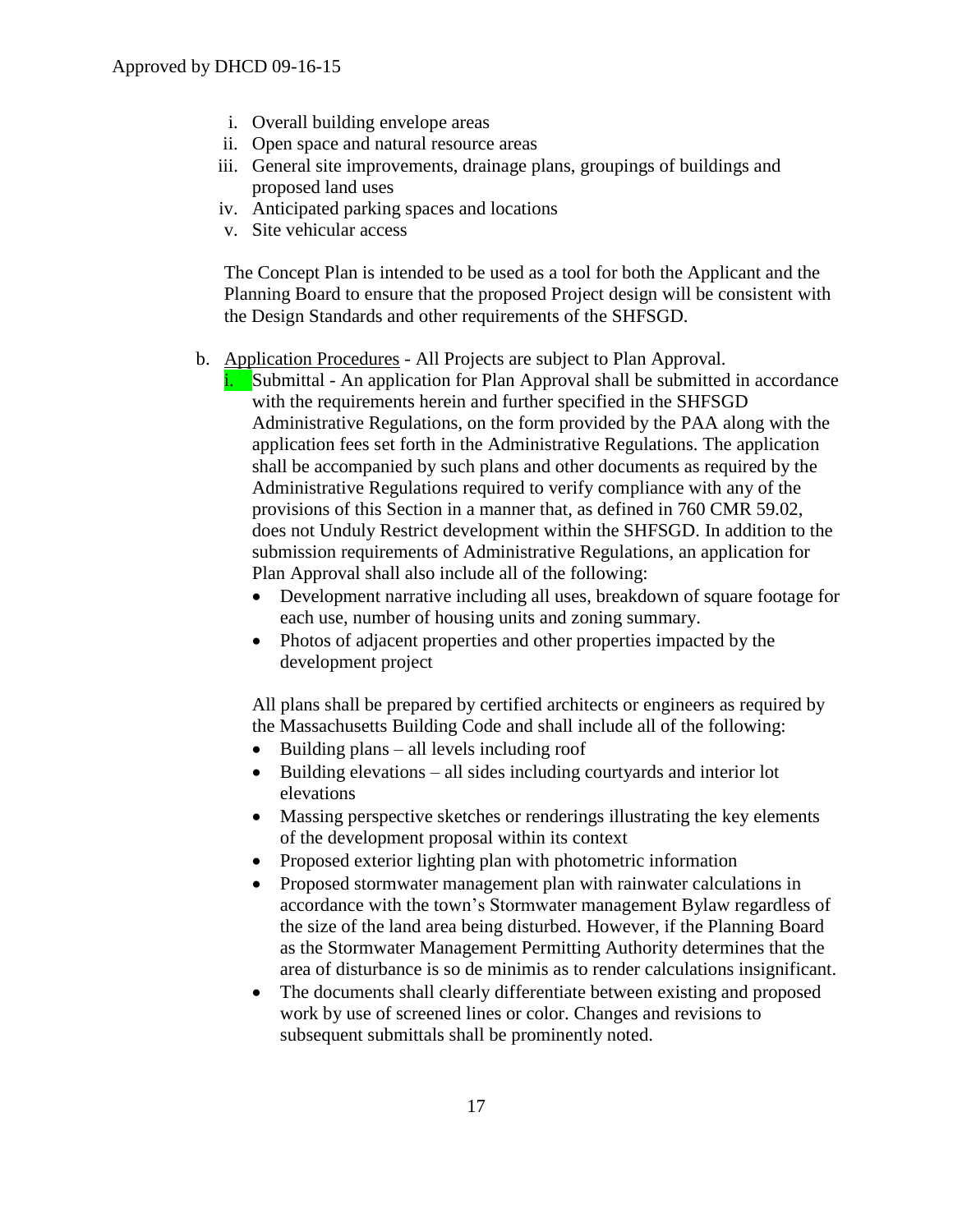i. Overall building envelope areas
ii. Open space and natural resource areas
iii. General site improvements, drainage plans, groupings of buildings and proposed land uses
iv. Anticipated parking spaces and locations
v. Site vehicular access

The Concept Plan is intended to be used as a tool for both the Applicant and the Planning Board to ensure that the proposed Project design will be consistent with the Design Standards and other requirements of the SHFSGD.

b. <u>Application Procedures</u> - All Projects are subject to Plan Approval.

i. Submittal - An application for Plan Approval shall be submitted in accordance with the requirements herein and further specified in the SHFSGD Administrative Regulations, on the form provided by the PAA along with the application fees set forth in the Administrative Regulations. The application shall be accompanied by such plans and other documents as required by the Administrative Regulations required to verify compliance with any of the provisions of this Section in a manner that, as defined in 760 CMR 59.02, does not Unduly Restrict development within the SHFSGD. In addition to the submission requirements of Administrative Regulations, an application for Plan Approval shall also include all of the following:

- Development narrative including all uses, breakdown of square footage for each use, number of housing units and zoning summary.
- Photos of adjacent properties and other properties impacted by the development project

All plans shall be prepared by certified architects or engineers as required by the Massachusetts Building Code and shall include all of the following:

- Building plans – all levels including roof
- Building elevations – all sides including courtyards and interior lot elevations
- Massing perspective sketches or renderings illustrating the key elements of the development proposal within its context
- Proposed exterior lighting plan with photometric information
- Proposed stormwater management plan with rainwater calculations in accordance with the town's Stormwater management Bylaw regardless of the size of the land area being disturbed. However, if the Planning Board as the Stormwater Management Permitting Authority determines that the area of disturbance is so de minimis as to render calculations insignificant.
- The documents shall clearly differentiate between existing and proposed work by use of screened lines or color. Changes and revisions to subsequent submittals shall be prominently noted.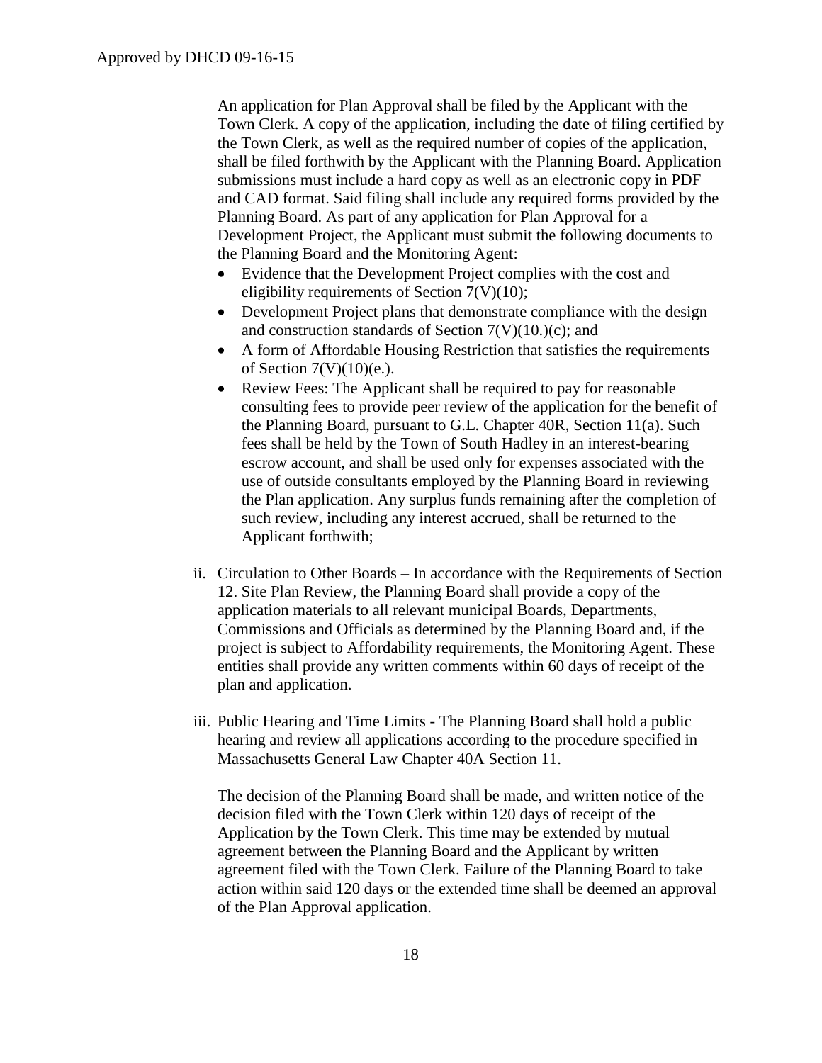An application for Plan Approval shall be filed by the Applicant with the Town Clerk. A copy of the application, including the date of filing certified by the Town Clerk, as well as the required number of copies of the application, shall be filed forthwith by the Applicant with the Planning Board. Application submissions must include a hard copy as well as an electronic copy in PDF and CAD format. Said filing shall include any required forms provided by the Planning Board. As part of any application for Plan Approval for a Development Project, the Applicant must submit the following documents to the Planning Board and the Monitoring Agent:

- Evidence that the Development Project complies with the cost and eligibility requirements of Section 7(V)(10);
- Development Project plans that demonstrate compliance with the design and construction standards of Section 7(V)(10.)(c); and
- A form of Affordable Housing Restriction that satisfies the requirements of Section 7(V)(10)(e.).
- Review Fees: The Applicant shall be required to pay for reasonable consulting fees to provide peer review of the application for the benefit of the Planning Board, pursuant to G.L. Chapter 40R, Section 11(a). Such fees shall be held by the Town of South Hadley in an interest-bearing escrow account, and shall be used only for expenses associated with the use of outside consultants employed by the Planning Board in reviewing the Plan application. Any surplus funds remaining after the completion of such review, including any interest accrued, shall be returned to the Applicant forthwith;

ii. Circulation to Other Boards – In accordance with the Requirements of Section 12. Site Plan Review, the Planning Board shall provide a copy of the application materials to all relevant municipal Boards, Departments, Commissions and Officials as determined by the Planning Board and, if the project is subject to Affordability requirements, the Monitoring Agent. These entities shall provide any written comments within 60 days of receipt of the plan and application.

iii. Public Hearing and Time Limits - The Planning Board shall hold a public hearing and review all applications according to the procedure specified in Massachusetts General Law Chapter 40A Section 11.

The decision of the Planning Board shall be made, and written notice of the decision filed with the Town Clerk within 120 days of receipt of the Application by the Town Clerk. This time may be extended by mutual agreement between the Planning Board and the Applicant by written agreement filed with the Town Clerk. Failure of the Planning Board to take action within said 120 days or the extended time shall be deemed an approval of the Plan Approval application.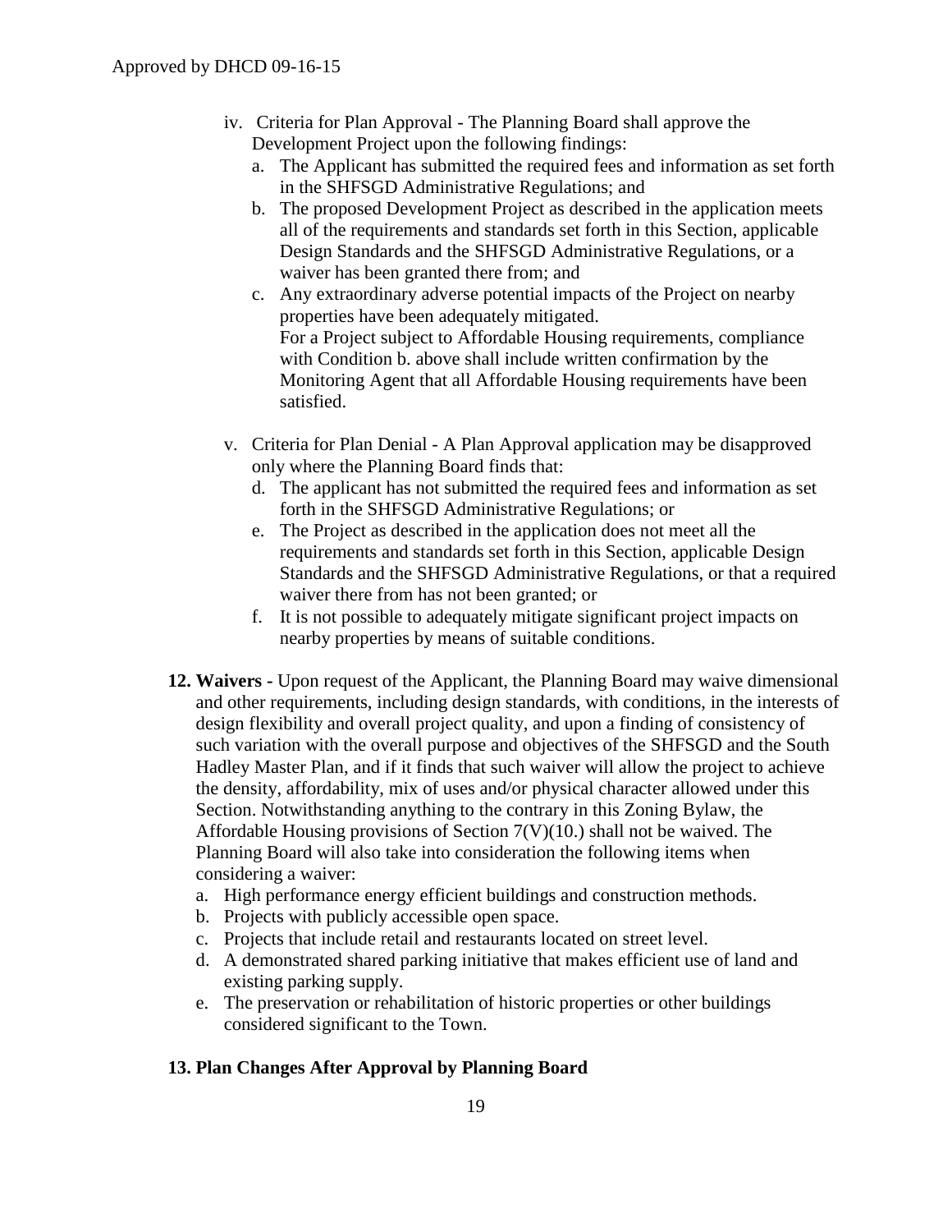- iv. Criteria for Plan Approval - The Planning Board shall approve the Development Project upon the following findings:
  - a. The Applicant has submitted the required fees and information as set forth in the SHFSGD Administrative Regulations; and
  - b. The proposed Development Project as described in the application meets all of the requirements and standards set forth in this Section, applicable Design Standards and the SHFSGD Administrative Regulations, or a waiver has been granted there from; and
  - c. Any extraordinary adverse potential impacts of the Project on nearby properties have been adequately mitigated.

    For a Project subject to Affordable Housing requirements, compliance with Condition b. above shall include written confirmation by the Monitoring Agent that all Affordable Housing requirements have been satisfied.

- v. Criteria for Plan Denial - A Plan Approval application may be disapproved only where the Planning Board finds that:
  - d. The applicant has not submitted the required fees and information as set forth in the SHFSGD Administrative Regulations; or
  - e. The Project as described in the application does not meet all the requirements and standards set forth in this Section, applicable Design Standards and the SHFSGD Administrative Regulations, or that a required waiver there from has not been granted; or
  - f. It is not possible to adequately mitigate significant project impacts on nearby properties by means of suitable conditions.

**12. Waivers -** Upon request of the Applicant, the Planning Board may waive dimensional and other requirements, including design standards, with conditions, in the interests of design flexibility and overall project quality, and upon a finding of consistency of such variation with the overall purpose and objectives of the SHFSGD and the South Hadley Master Plan, and if it finds that such waiver will allow the project to achieve the density, affordability, mix of uses and/or physical character allowed under this Section. Notwithstanding anything to the contrary in this Zoning Bylaw, the Affordable Housing provisions of Section 7(V)(10.) shall not be waived. The Planning Board will also take into consideration the following items when considering a waiver:

- a. High performance energy efficient buildings and construction methods.
- b. Projects with publicly accessible open space.
- c. Projects that include retail and restaurants located on street level.
- d. A demonstrated shared parking initiative that makes efficient use of land and existing parking supply.
- e. The preservation or rehabilitation of historic properties or other buildings considered significant to the Town.

**13. Plan Changes After Approval by Planning Board**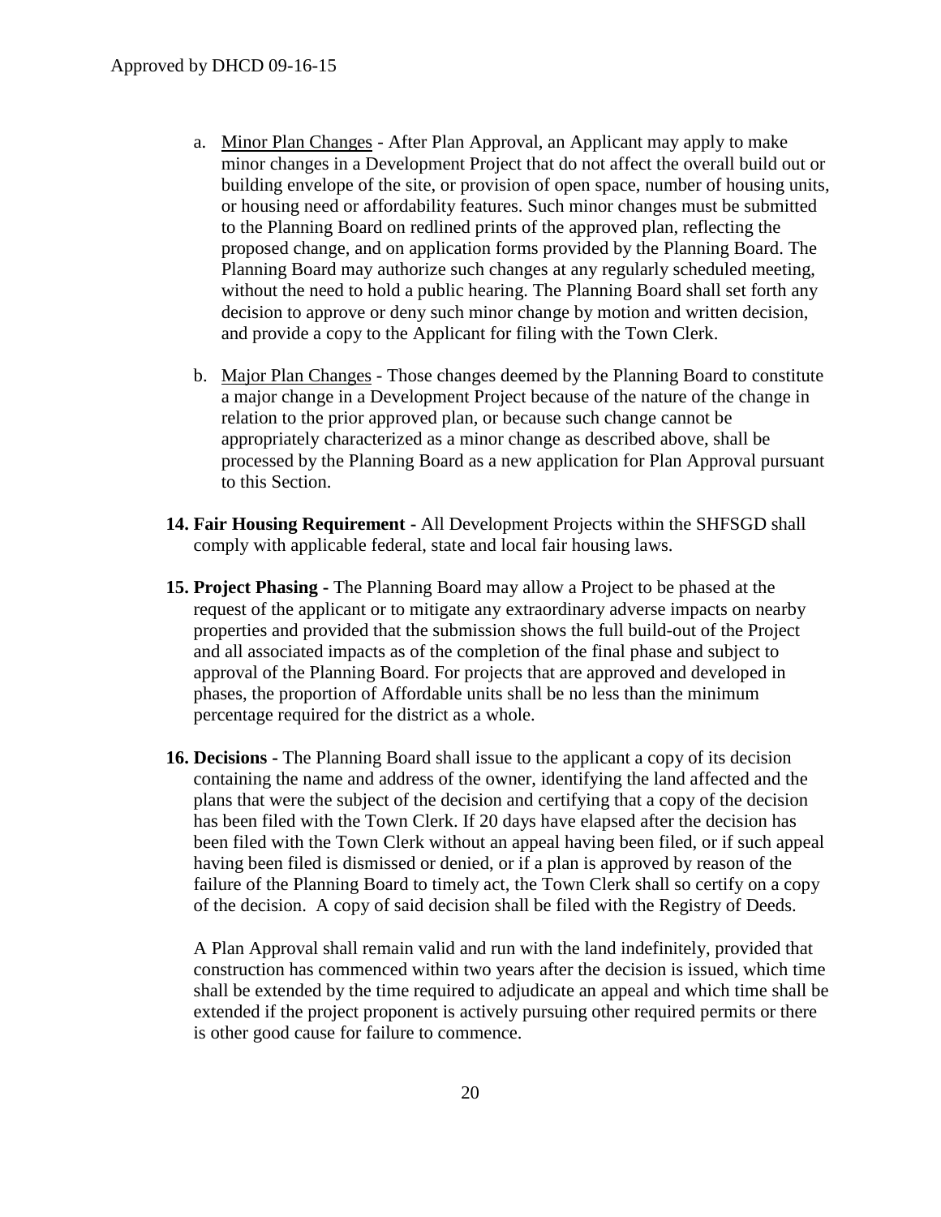a. Minor Plan Changes - After Plan Approval, an Applicant may apply to make minor changes in a Development Project that do not affect the overall build out or building envelope of the site, or provision of open space, number of housing units, or housing need or affordability features. Such minor changes must be submitted to the Planning Board on redlined prints of the approved plan, reflecting the proposed change, and on application forms provided by the Planning Board. The Planning Board may authorize such changes at any regularly scheduled meeting, without the need to hold a public hearing. The Planning Board shall set forth any decision to approve or deny such minor change by motion and written decision, and provide a copy to the Applicant for filing with the Town Clerk.

b. Major Plan Changes - Those changes deemed by the Planning Board to constitute a major change in a Development Project because of the nature of the change in relation to the prior approved plan, or because such change cannot be appropriately characterized as a minor change as described above, shall be processed by the Planning Board as a new application for Plan Approval pursuant to this Section.

**14. Fair Housing Requirement -** All Development Projects within the SHFSGD shall comply with applicable federal, state and local fair housing laws.

**15. Project Phasing -** The Planning Board may allow a Project to be phased at the request of the applicant or to mitigate any extraordinary adverse impacts on nearby properties and provided that the submission shows the full build-out of the Project and all associated impacts as of the completion of the final phase and subject to approval of the Planning Board. For projects that are approved and developed in phases, the proportion of Affordable units shall be no less than the minimum percentage required for the district as a whole.

**16. Decisions -** The Planning Board shall issue to the applicant a copy of its decision containing the name and address of the owner, identifying the land affected and the plans that were the subject of the decision and certifying that a copy of the decision has been filed with the Town Clerk. If 20 days have elapsed after the decision has been filed with the Town Clerk without an appeal having been filed, or if such appeal having been filed is dismissed or denied, or if a plan is approved by reason of the failure of the Planning Board to timely act, the Town Clerk shall so certify on a copy of the decision. A copy of said decision shall be filed with the Registry of Deeds.

A Plan Approval shall remain valid and run with the land indefinitely, provided that construction has commenced within two years after the decision is issued, which time shall be extended by the time required to adjudicate an appeal and which time shall be extended if the project proponent is actively pursuing other required permits or there is other good cause for failure to commence.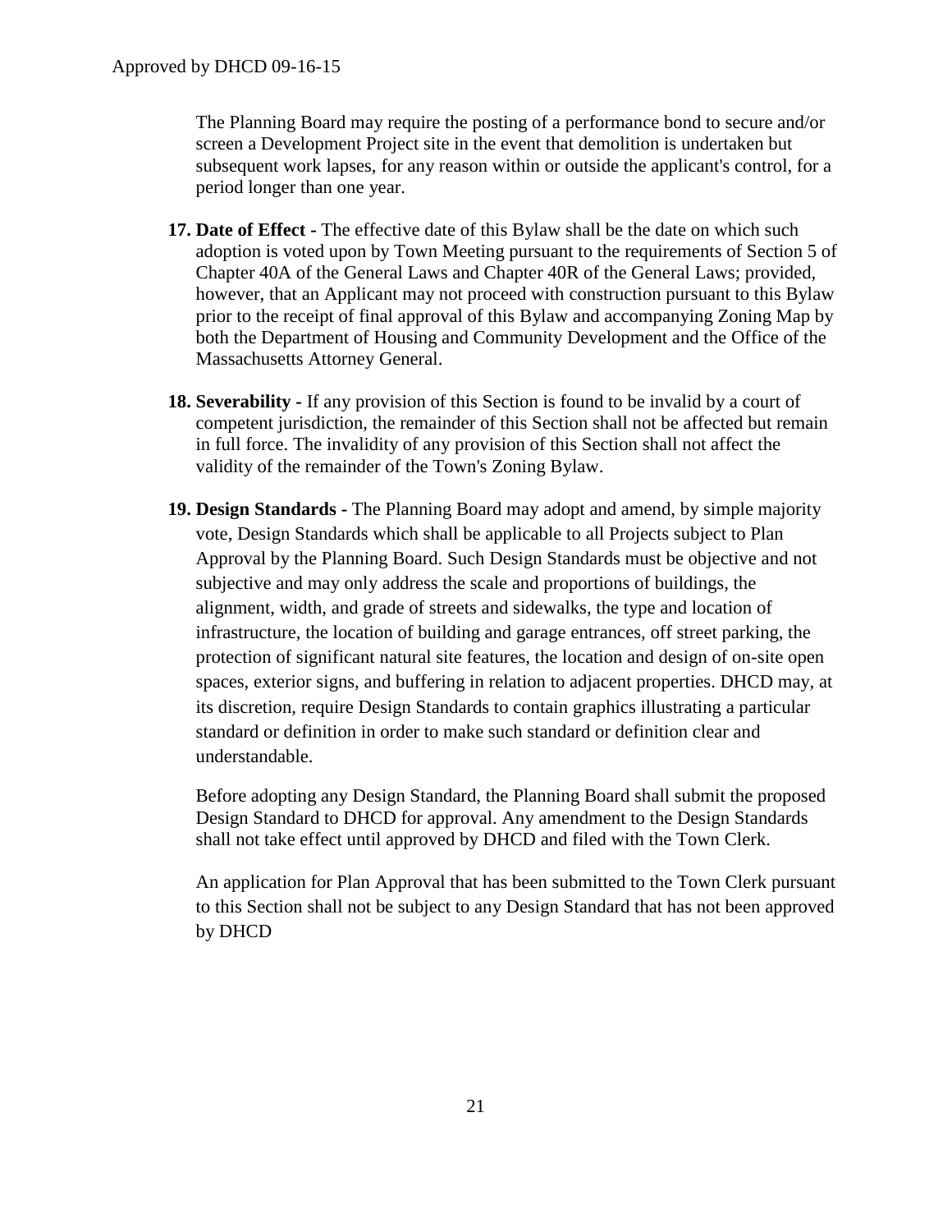The Planning Board may require the posting of a performance bond to secure and/or screen a Development Project site in the event that demolition is undertaken but subsequent work lapses, for any reason within or outside the applicant's control, for a period longer than one year.

17. **Date of Effect -** The effective date of this Bylaw shall be the date on which such adoption is voted upon by Town Meeting pursuant to the requirements of Section 5 of Chapter 40A of the General Laws and Chapter 40R of the General Laws; provided, however, that an Applicant may not proceed with construction pursuant to this Bylaw prior to the receipt of final approval of this Bylaw and accompanying Zoning Map by both the Department of Housing and Community Development and the Office of the Massachusetts Attorney General.

18. **Severability -** If any provision of this Section is found to be invalid by a court of competent jurisdiction, the remainder of this Section shall not be affected but remain in full force. The invalidity of any provision of this Section shall not affect the validity of the remainder of the Town's Zoning Bylaw.

19. **Design Standards -** The Planning Board may adopt and amend, by simple majority vote, Design Standards which shall be applicable to all Projects subject to Plan Approval by the Planning Board. Such Design Standards must be objective and not subjective and may only address the scale and proportions of buildings, the alignment, width, and grade of streets and sidewalks, the type and location of infrastructure, the location of building and garage entrances, off street parking, the protection of significant natural site features, the location and design of on-site open spaces, exterior signs, and buffering in relation to adjacent properties. DHCD may, at its discretion, require Design Standards to contain graphics illustrating a particular standard or definition in order to make such standard or definition clear and understandable.

    Before adopting any Design Standard, the Planning Board shall submit the proposed Design Standard to DHCD for approval. Any amendment to the Design Standards shall not take effect until approved by DHCD and filed with the Town Clerk.

    An application for Plan Approval that has been submitted to the Town Clerk pursuant to this Section shall not be subject to any Design Standard that has not been approved by DHCD